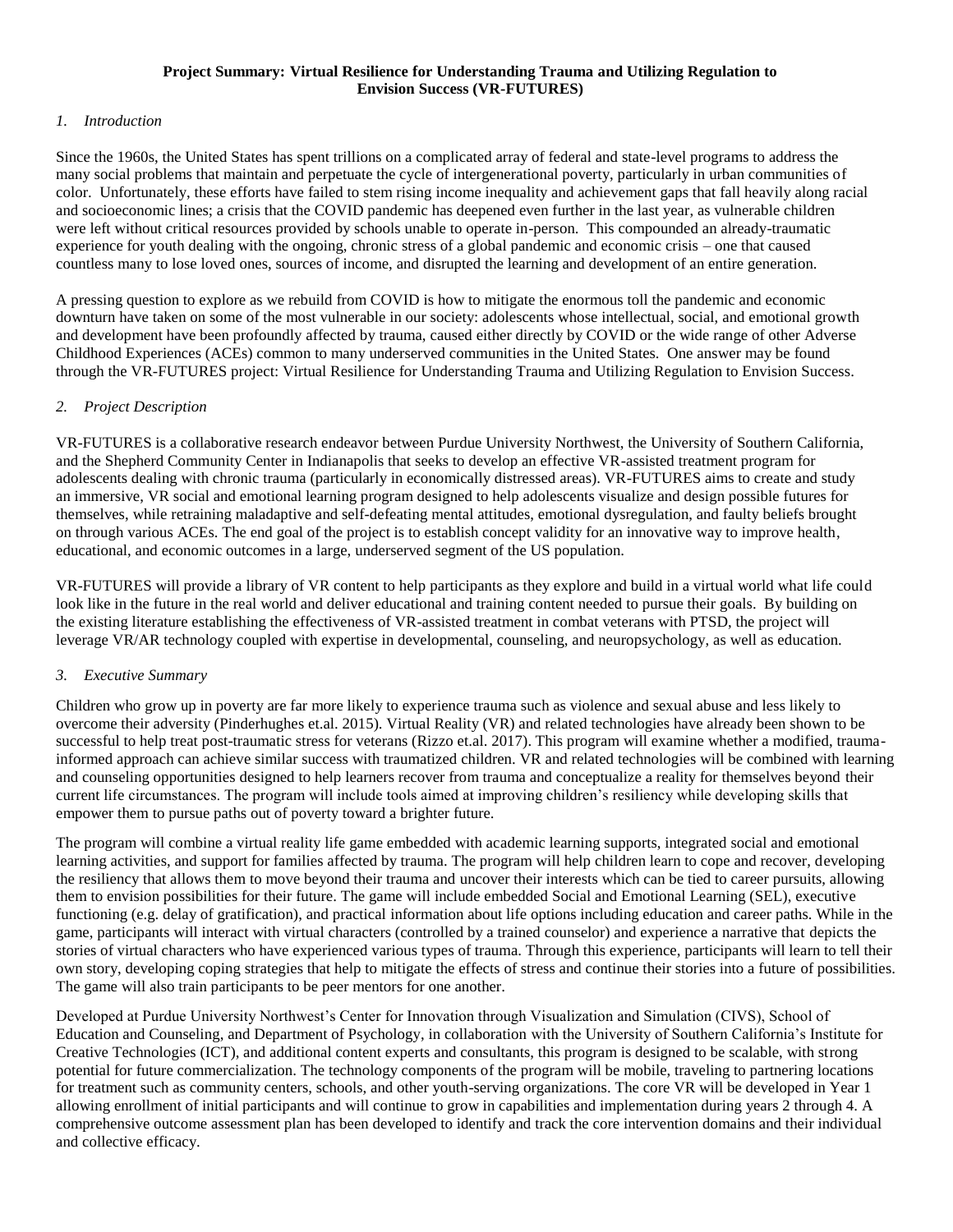**Project Summary: Virtual Resilience for Understanding Trauma and Utilizing Regulation to Envision Success (VR-FUTURES)**

## *1. Introduction*

Since the 1960s, the United States has spent trillions on a complicated array of federal and state-level programs to address the many social problems that maintain and perpetuate the cycle of intergenerational poverty, particularly in urban communities of color. Unfortunately, these efforts have failed to stem rising income inequality and achievement gaps that fall heavily along racial and socioeconomic lines; a crisis that the COVID pandemic has deepened even further in the last year, as vulnerable children were left without critical resources provided by schools unable to operate in-person. This compounded an already-traumatic experience for youth dealing with the ongoing, chronic stress of a global pandemic and economic crisis – one that caused countless many to lose loved ones, sources of income, and disrupted the learning and development of an entire generation.

A pressing question to explore as we rebuild from COVID is how to mitigate the enormous toll the pandemic and economic downturn have taken on some of the most vulnerable in our society: adolescents whose intellectual, social, and emotional growth and development have been profoundly affected by trauma, caused either directly by COVID or the wide range of other Adverse Childhood Experiences (ACEs) common to many underserved communities in the United States. One answer may be found through the VR-FUTURES project: Virtual Resilience for Understanding Trauma and Utilizing Regulation to Envision Success.

## *2. Project Description*

VR-FUTURES is a collaborative research endeavor between Purdue University Northwest, the University of Southern California, and the Shepherd Community Center in Indianapolis that seeks to develop an effective VR-assisted treatment program for adolescents dealing with chronic trauma (particularly in economically distressed areas). VR-FUTURES aims to create and study an immersive, VR social and emotional learning program designed to help adolescents visualize and design possible futures for themselves, while retraining maladaptive and self-defeating mental attitudes, emotional dysregulation, and faulty beliefs brought on through various ACEs. The end goal of the project is to establish concept validity for an innovative way to improve health, educational, and economic outcomes in a large, underserved segment of the US population.

VR-FUTURES will provide a library of VR content to help participants as they explore and build in a virtual world what life could look like in the future in the real world and deliver educational and training content needed to pursue their goals. By building on the existing literature establishing the effectiveness of VR-assisted treatment in combat veterans with PTSD, the project will leverage VR/AR technology coupled with expertise in developmental, counseling, and neuropsychology, as well as education.

## *3. Executive Summary*

Children who grow up in poverty are far more likely to experience trauma such as violence and sexual abuse and less likely to overcome their adversity (Pinderhughes et.al. 2015). Virtual Reality (VR) and related technologies have already been shown to be successful to help treat post-traumatic stress for veterans (Rizzo et.al. 2017). This program will examine whether a modified, trauma-informed approach can achieve similar success with traumatized children. VR and related technologies will be combined with learning and counseling opportunities designed to help learners recover from trauma and conceptualize a reality for themselves beyond their current life circumstances. The program will include tools aimed at improving children's resiliency while developing skills that empower them to pursue paths out of poverty toward a brighter future.

The program will combine a virtual reality life game embedded with academic learning supports, integrated social and emotional learning activities, and support for families affected by trauma. The program will help children learn to cope and recover, developing the resiliency that allows them to move beyond their trauma and uncover their interests which can be tied to career pursuits, allowing them to envision possibilities for their future. The game will include embedded Social and Emotional Learning (SEL), executive functioning (e.g. delay of gratification), and practical information about life options including education and career paths. While in the game, participants will interact with virtual characters (controlled by a trained counselor) and experience a narrative that depicts the stories of virtual characters who have experienced various types of trauma. Through this experience, participants will learn to tell their own story, developing coping strategies that help to mitigate the effects of stress and continue their stories into a future of possibilities. The game will also train participants to be peer mentors for one another.

Developed at Purdue University Northwest's Center for Innovation through Visualization and Simulation (CIVS), School of Education and Counseling, and Department of Psychology, in collaboration with the University of Southern California's Institute for Creative Technologies (ICT), and additional content experts and consultants, this program is designed to be scalable, with strong potential for future commercialization. The technology components of the program will be mobile, traveling to partnering locations for treatment such as community centers, schools, and other youth-serving organizations. The core VR will be developed in Year 1 allowing enrollment of initial participants and will continue to grow in capabilities and implementation during years 2 through 4. A comprehensive outcome assessment plan has been developed to identify and track the core intervention domains and their individual and collective efficacy.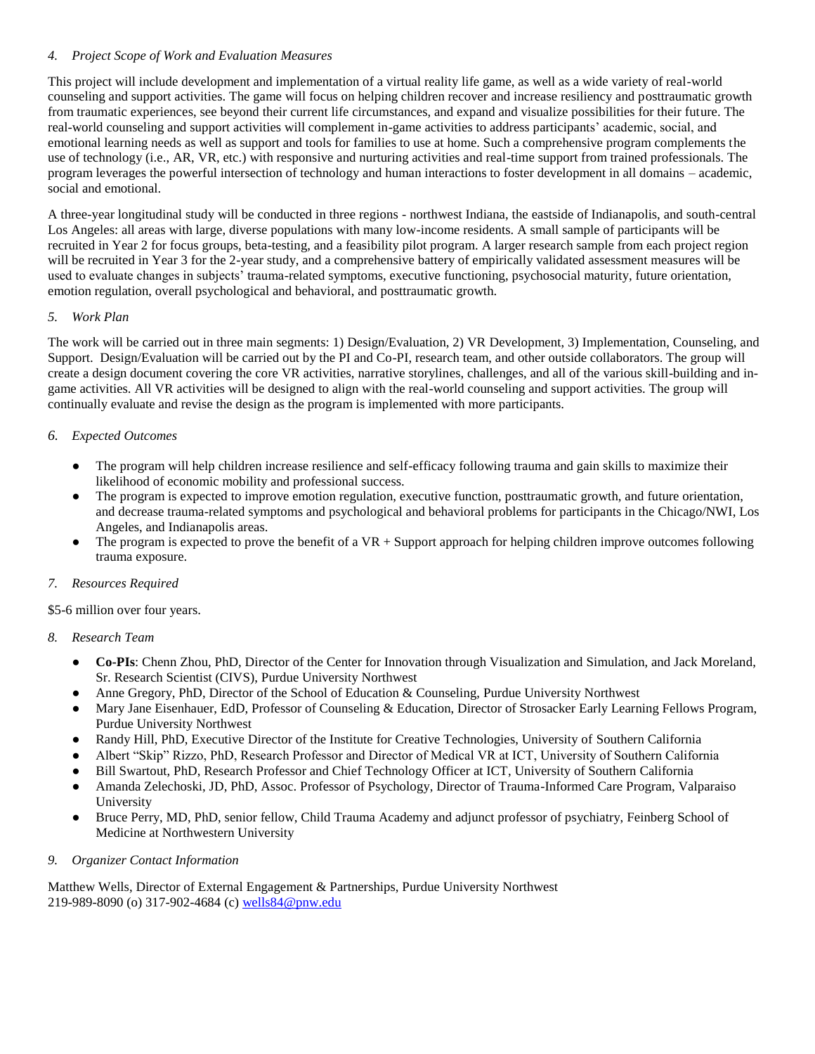## 4. *Project Scope of Work and Evaluation Measures*

This project will include development and implementation of a virtual reality life game, as well as a wide variety of real-world counseling and support activities. The game will focus on helping children recover and increase resiliency and posttraumatic growth from traumatic experiences, see beyond their current life circumstances, and expand and visualize possibilities for their future. The real-world counseling and support activities will complement in-game activities to address participants' academic, social, and emotional learning needs as well as support and tools for families to use at home. Such a comprehensive program complements the use of technology (i.e., AR, VR, etc.) with responsive and nurturing activities and real-time support from trained professionals. The program leverages the powerful intersection of technology and human interactions to foster development in all domains – academic, social and emotional.

A three-year longitudinal study will be conducted in three regions - northwest Indiana, the eastside of Indianapolis, and south-central Los Angeles: all areas with large, diverse populations with many low-income residents. A small sample of participants will be recruited in Year 2 for focus groups, beta-testing, and a feasibility pilot program. A larger research sample from each project region will be recruited in Year 3 for the 2-year study, and a comprehensive battery of empirically validated assessment measures will be used to evaluate changes in subjects' trauma-related symptoms, executive functioning, psychosocial maturity, future orientation, emotion regulation, overall psychological and behavioral, and posttraumatic growth.

## 5. *Work Plan*

The work will be carried out in three main segments: 1) Design/Evaluation, 2) VR Development, 3) Implementation, Counseling, and Support. Design/Evaluation will be carried out by the PI and Co-PI, research team, and other outside collaborators. The group will create a design document covering the core VR activities, narrative storylines, challenges, and all of the various skill-building and in-game activities. All VR activities will be designed to align with the real-world counseling and support activities. The group will continually evaluate and revise the design as the program is implemented with more participants.

## 6. *Expected Outcomes*

- The program will help children increase resilience and self-efficacy following trauma and gain skills to maximize their likelihood of economic mobility and professional success.
- The program is expected to improve emotion regulation, executive function, posttraumatic growth, and future orientation, and decrease trauma-related symptoms and psychological and behavioral problems for participants in the Chicago/NWI, Los Angeles, and Indianapolis areas.
- The program is expected to prove the benefit of a VR + Support approach for helping children improve outcomes following trauma exposure.

## 7. *Resources Required*

$5-6 million over four years.

## 8. *Research Team*

- **Co-PIs**: Chenn Zhou, PhD, Director of the Center for Innovation through Visualization and Simulation, and Jack Moreland, Sr. Research Scientist (CIVS), Purdue University Northwest
- Anne Gregory, PhD, Director of the School of Education & Counseling, Purdue University Northwest
- Mary Jane Eisenhauer, EdD, Professor of Counseling & Education, Director of Strosacker Early Learning Fellows Program, Purdue University Northwest
- Randy Hill, PhD, Executive Director of the Institute for Creative Technologies, University of Southern California
- Albert "Skip" Rizzo, PhD, Research Professor and Director of Medical VR at ICT, University of Southern California
- Bill Swartout, PhD, Research Professor and Chief Technology Officer at ICT, University of Southern California
- Amanda Zelechoski, JD, PhD, Assoc. Professor of Psychology, Director of Trauma-Informed Care Program, Valparaiso University
- Bruce Perry, MD, PhD, senior fellow, Child Trauma Academy and adjunct professor of psychiatry, Feinberg School of Medicine at Northwestern University

## 9. *Organizer Contact Information*

Matthew Wells, Director of External Engagement & Partnerships, Purdue University Northwest
219-989-8090 (o) 317-902-4684 (c) wells84@pnw.edu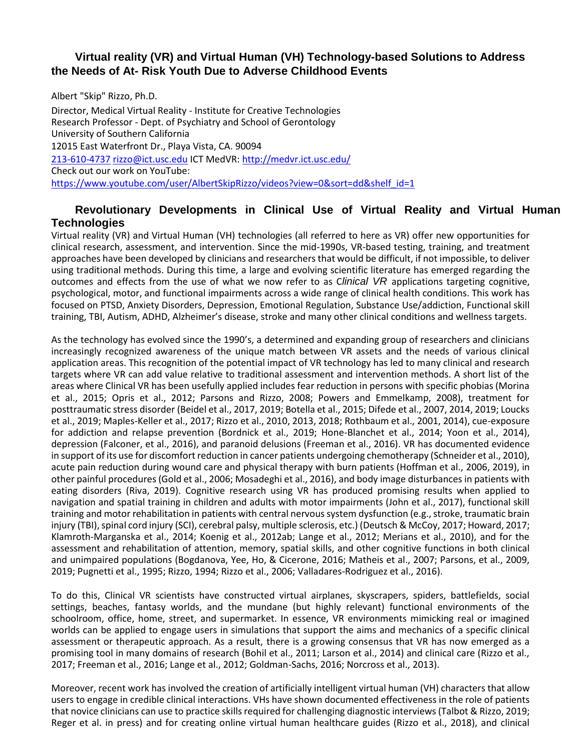# Virtual reality (VR) and Virtual Human (VH) Technology-based Solutions to Address the Needs of At- Risk Youth Due to Adverse Childhood Events

Albert "Skip" Rizzo, Ph.D.

Director, Medical Virtual Reality - Institute for Creative Technologies
Research Professor - Dept. of Psychiatry and School of Gerontology
University of Southern California
12015 East Waterfront Dr., Playa Vista, CA. 90094
213-610-4737 rizzo@ict.usc.edu ICT MedVR: http://medvr.ict.usc.edu/
Check out our work on YouTube:
https://www.youtube.com/user/AlbertSkipRizzo/videos?view=0&sort=dd&shelf_id=1

## Revolutionary Developments in Clinical Use of Virtual Reality and Virtual Human Technologies

Virtual reality (VR) and Virtual Human (VH) technologies (all referred to here as VR) offer new opportunities for clinical research, assessment, and intervention. Since the mid-1990s, VR-based testing, training, and treatment approaches have been developed by clinicians and researchers that would be difficult, if not impossible, to deliver using traditional methods. During this time, a large and evolving scientific literature has emerged regarding the outcomes and effects from the use of what we now refer to as C*linical VR* applications targeting cognitive, psychological, motor, and functional impairments across a wide range of clinical health conditions. This work has focused on PTSD, Anxiety Disorders, Depression, Emotional Regulation, Substance Use/addiction, Functional skill training, TBI, Autism, ADHD, Alzheimer's disease, stroke and many other clinical conditions and wellness targets.

As the technology has evolved since the 1990's, a determined and expanding group of researchers and clinicians increasingly recognized awareness of the unique match between VR assets and the needs of various clinical application areas. This recognition of the potential impact of VR technology has led to many clinical and research targets where VR can add value relative to traditional assessment and intervention methods. A short list of the areas where Clinical VR has been usefully applied includes fear reduction in persons with specific phobias (Morina et al., 2015; Opris et al., 2012; Parsons and Rizzo, 2008; Powers and Emmelkamp, 2008), treatment for posttraumatic stress disorder (Beidel et al., 2017, 2019; Botella et al., 2015; Difede et al., 2007, 2014, 2019; Loucks et al., 2019; Maples-Keller et al., 2017; Rizzo et al., 2010, 2013, 2018; Rothbaum et al., 2001, 2014), cue-exposure for addiction and relapse prevention (Bordnick et al., 2019; Hone-Blanchet et al., 2014; Yoon et al., 2014), depression (Falconer, et al., 2016), and paranoid delusions (Freeman et al., 2016). VR has documented evidence in support of its use for discomfort reduction in cancer patients undergoing chemotherapy (Schneider et al., 2010), acute pain reduction during wound care and physical therapy with burn patients (Hoffman et al., 2006, 2019), in other painful procedures (Gold et al., 2006; Mosadeghi et al., 2016), and body image disturbances in patients with eating disorders (Riva, 2019). Cognitive research using VR has produced promising results when applied to navigation and spatial training in children and adults with motor impairments (John et al., 2017), functional skill training and motor rehabilitation in patients with central nervous system dysfunction (e.g., stroke, traumatic brain injury (TBI), spinal cord injury (SCI), cerebral palsy, multiple sclerosis, etc.) (Deutsch & McCoy, 2017; Howard, 2017; Klamroth-Marganska et al., 2014; Koenig et al., 2012ab; Lange et al., 2012; Merians et al., 2010), and for the assessment and rehabilitation of attention, memory, spatial skills, and other cognitive functions in both clinical and unimpaired populations (Bogdanova, Yee, Ho, & Cicerone, 2016; Matheis et al., 2007; Parsons, et al., 2009, 2019; Pugnetti et al., 1995; Rizzo, 1994; Rizzo et al., 2006; Valladares-Rodriguez et al., 2016).

To do this, Clinical VR scientists have constructed virtual airplanes, skyscrapers, spiders, battlefields, social settings, beaches, fantasy worlds, and the mundane (but highly relevant) functional environments of the schoolroom, office, home, street, and supermarket. In essence, VR environments mimicking real or imagined worlds can be applied to engage users in simulations that support the aims and mechanics of a specific clinical assessment or therapeutic approach. As a result, there is a growing consensus that VR has now emerged as a promising tool in many domains of research (Bohil et al., 2011; Larson et al., 2014) and clinical care (Rizzo et al., 2017; Freeman et al., 2016; Lange et al., 2012; Goldman-Sachs, 2016; Norcross et al., 2013).

Moreover, recent work has involved the creation of artificially intelligent virtual human (VH) characters that allow users to engage in credible clinical interactions. VHs have shown documented effectiveness in the role of patients that novice clinicians can use to practice skills required for challenging diagnostic interviews (Talbot & Rizzo, 2019; Reger et al. in press) and for creating online virtual human healthcare guides (Rizzo et al., 2018), and clinical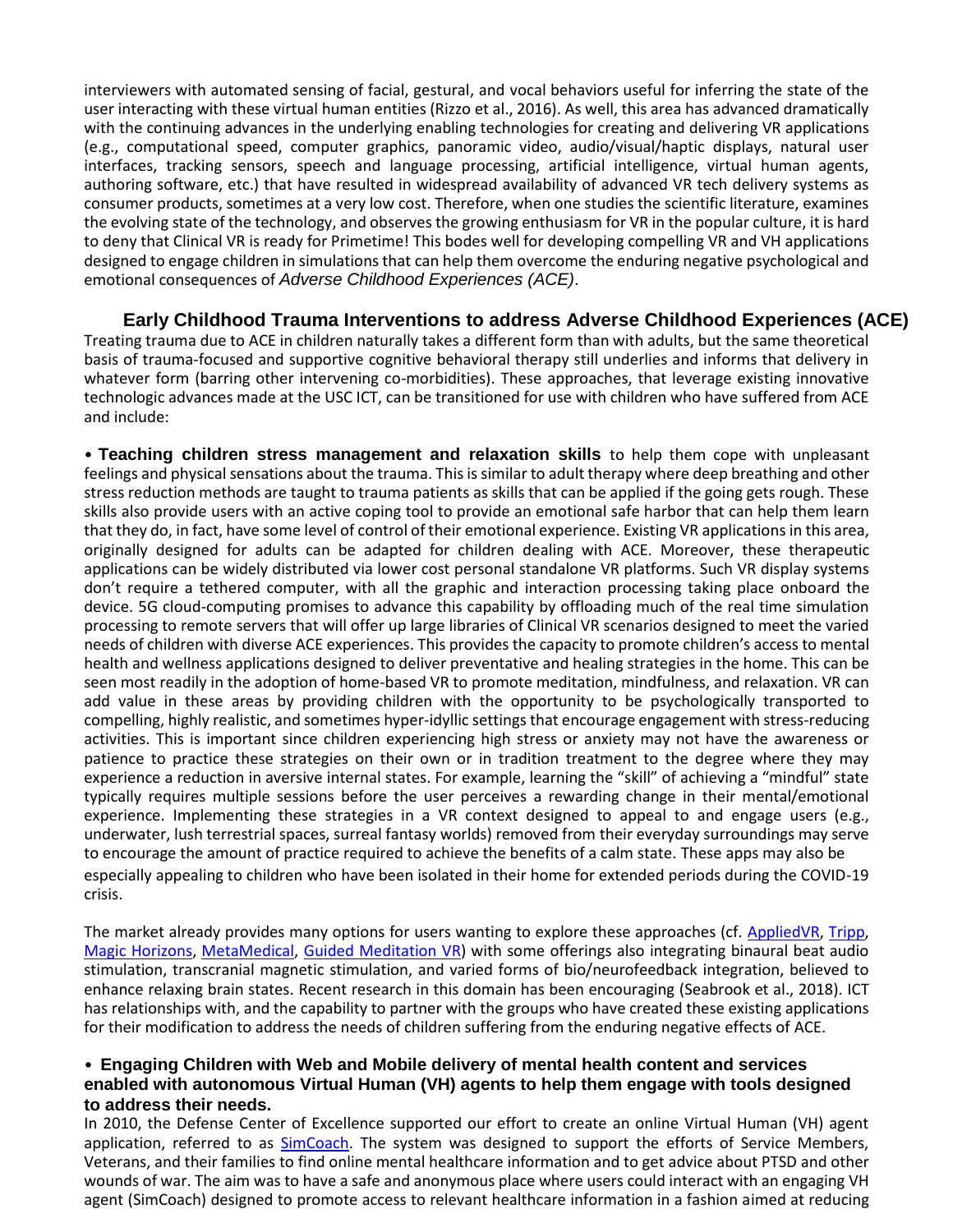interviewers with automated sensing of facial, gestural, and vocal behaviors useful for inferring the state of the user interacting with these virtual human entities (Rizzo et al., 2016). As well, this area has advanced dramatically with the continuing advances in the underlying enabling technologies for creating and delivering VR applications (e.g., computational speed, computer graphics, panoramic video, audio/visual/haptic displays, natural user interfaces, tracking sensors, speech and language processing, artificial intelligence, virtual human agents, authoring software, etc.) that have resulted in widespread availability of advanced VR tech delivery systems as consumer products, sometimes at a very low cost. Therefore, when one studies the scientific literature, examines the evolving state of the technology, and observes the growing enthusiasm for VR in the popular culture, it is hard to deny that Clinical VR is ready for Primetime! This bodes well for developing compelling VR and VH applications designed to engage children in simulations that can help them overcome the enduring negative psychological and emotional consequences of *Adverse Childhood Experiences (ACE)*.

## Early Childhood Trauma Interventions to address Adverse Childhood Experiences (ACE)

Treating trauma due to ACE in children naturally takes a different form than with adults, but the same theoretical basis of trauma-focused and supportive cognitive behavioral therapy still underlies and informs that delivery in whatever form (barring other intervening co-morbidities). These approaches, that leverage existing innovative technologic advances made at the USC ICT, can be transitioned for use with children who have suffered from ACE and include:

• **Teaching children stress management and relaxation skills** to help them cope with unpleasant feelings and physical sensations about the trauma. This is similar to adult therapy where deep breathing and other stress reduction methods are taught to trauma patients as skills that can be applied if the going gets rough. These skills also provide users with an active coping tool to provide an emotional safe harbor that can help them learn that they do, in fact, have some level of control of their emotional experience. Existing VR applications in this area, originally designed for adults can be adapted for children dealing with ACE. Moreover, these therapeutic applications can be widely distributed via lower cost personal standalone VR platforms. Such VR display systems don't require a tethered computer, with all the graphic and interaction processing taking place onboard the device. 5G cloud-computing promises to advance this capability by offloading much of the real time simulation processing to remote servers that will offer up large libraries of Clinical VR scenarios designed to meet the varied needs of children with diverse ACE experiences. This provides the capacity to promote children's access to mental health and wellness applications designed to deliver preventative and healing strategies in the home. This can be seen most readily in the adoption of home-based VR to promote meditation, mindfulness, and relaxation. VR can add value in these areas by providing children with the opportunity to be psychologically transported to compelling, highly realistic, and sometimes hyper-idyllic settings that encourage engagement with stress-reducing activities. This is important since children experiencing high stress or anxiety may not have the awareness or patience to practice these strategies on their own or in tradition treatment to the degree where they may experience a reduction in aversive internal states. For example, learning the "skill" of achieving a "mindful" state typically requires multiple sessions before the user perceives a rewarding change in their mental/emotional experience. Implementing these strategies in a VR context designed to appeal to and engage users (e.g., underwater, lush terrestrial spaces, surreal fantasy worlds) removed from their everyday surroundings may serve to encourage the amount of practice required to achieve the benefits of a calm state. These apps may also be especially appealing to children who have been isolated in their home for extended periods during the COVID-19 crisis.

The market already provides many options for users wanting to explore these approaches (cf. AppliedVR, Tripp, Magic Horizons, MetaMedical, Guided Meditation VR) with some offerings also integrating binaural beat audio stimulation, transcranial magnetic stimulation, and varied forms of bio/neurofeedback integration, believed to enhance relaxing brain states. Recent research in this domain has been encouraging (Seabrook et al., 2018). ICT has relationships with, and the capability to partner with the groups who have created these existing applications for their modification to address the needs of children suffering from the enduring negative effects of ACE.

• **Engaging Children with Web and Mobile delivery of mental health content and services enabled with autonomous Virtual Human (VH) agents to help them engage with tools designed to address their needs.**

In 2010, the Defense Center of Excellence supported our effort to create an online Virtual Human (VH) agent application, referred to as SimCoach. The system was designed to support the efforts of Service Members, Veterans, and their families to find online mental healthcare information and to get advice about PTSD and other wounds of war. The aim was to have a safe and anonymous place where users could interact with an engaging VH agent (SimCoach) designed to promote access to relevant healthcare information in a fashion aimed at reducing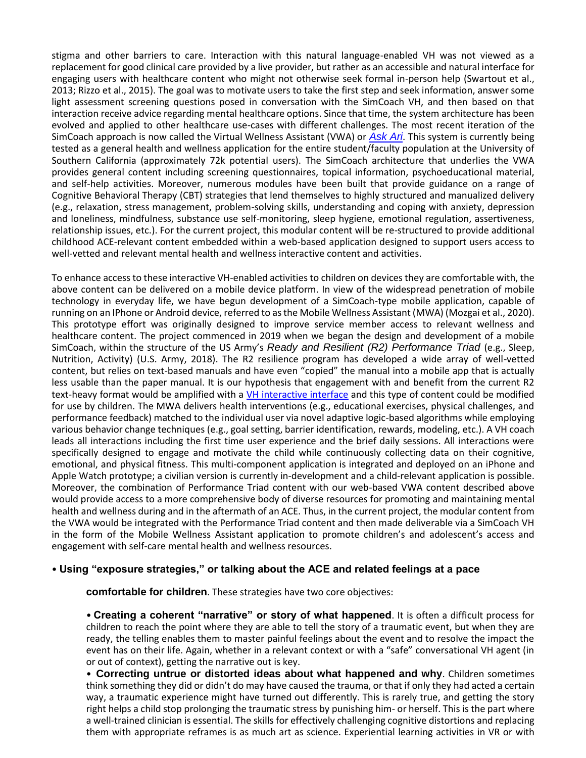stigma and other barriers to care. Interaction with this natural language-enabled VH was not viewed as a replacement for good clinical care provided by a live provider, but rather as an accessible and natural interface for engaging users with healthcare content who might not otherwise seek formal in-person help (Swartout et al., 2013; Rizzo et al., 2015). The goal was to motivate users to take the first step and seek information, answer some light assessment screening questions posed in conversation with the SimCoach VH, and then based on that interaction receive advice regarding mental healthcare options. Since that time, the system architecture has been evolved and applied to other healthcare use-cases with different challenges. The most recent iteration of the SimCoach approach is now called the Virtual Wellness Assistant (VWA) or *Ask Ari*. This system is currently being tested as a general health and wellness application for the entire student/faculty population at the University of Southern California (approximately 72k potential users). The SimCoach architecture that underlies the VWA provides general content including screening questionnaires, topical information, psychoeducational material, and self-help activities. Moreover, numerous modules have been built that provide guidance on a range of Cognitive Behavioral Therapy (CBT) strategies that lend themselves to highly structured and manualized delivery (e.g., relaxation, stress management, problem-solving skills, understanding and coping with anxiety, depression and loneliness, mindfulness, substance use self-monitoring, sleep hygiene, emotional regulation, assertiveness, relationship issues, etc.). For the current project, this modular content will be re-structured to provide additional childhood ACE-relevant content embedded within a web-based application designed to support users access to well-vetted and relevant mental health and wellness interactive content and activities.

To enhance access to these interactive VH-enabled activities to children on devices they are comfortable with, the above content can be delivered on a mobile device platform. In view of the widespread penetration of mobile technology in everyday life, we have begun development of a SimCoach-type mobile application, capable of running on an IPhone or Android device, referred to as the Mobile Wellness Assistant (MWA) (Mozgai et al., 2020). This prototype effort was originally designed to improve service member access to relevant wellness and healthcare content. The project commenced in 2019 when we began the design and development of a mobile SimCoach, within the structure of the US Army's *Ready and Resilient (R2) Performance Triad* (e.g., Sleep, Nutrition, Activity) (U.S. Army, 2018). The R2 resilience program has developed a wide array of well-vetted content, but relies on text-based manuals and have even "copied" the manual into a mobile app that is actually less usable than the paper manual. It is our hypothesis that engagement with and benefit from the current R2 text-heavy format would be amplified with a VH interactive interface and this type of content could be modified for use by children. The MWA delivers health interventions (e.g., educational exercises, physical challenges, and performance feedback) matched to the individual user via novel adaptive logic-based algorithms while employing various behavior change techniques (e.g., goal setting, barrier identification, rewards, modeling, etc.). A VH coach leads all interactions including the first time user experience and the brief daily sessions. All interactions were specifically designed to engage and motivate the child while continuously collecting data on their cognitive, emotional, and physical fitness. This multi-component application is integrated and deployed on an iPhone and Apple Watch prototype; a civilian version is currently in-development and a child-relevant application is possible. Moreover, the combination of Performance Triad content with our web-based VWA content described above would provide access to a more comprehensive body of diverse resources for promoting and maintaining mental health and wellness during and in the aftermath of an ACE. Thus, in the current project, the modular content from the VWA would be integrated with the Performance Triad content and then made deliverable via a SimCoach VH in the form of the Mobile Wellness Assistant application to promote children's and adolescent's access and engagement with self-care mental health and wellness resources.

- **Using "exposure strategies," or talking about the ACE and related feelings at a pace comfortable for children**. These strategies have two core objectives:

  - **Creating a coherent "narrative" or story of what happened**. It is often a difficult process for children to reach the point where they are able to tell the story of a traumatic event, but when they are ready, the telling enables them to master painful feelings about the event and to resolve the impact the event has on their life. Again, whether in a relevant context or with a "safe" conversational VH agent (in or out of context), getting the narrative out is key.
  - **Correcting untrue or distorted ideas about what happened and why**. Children sometimes think something they did or didn't do may have caused the trauma, or that if only they had acted a certain way, a traumatic experience might have turned out differently. This is rarely true, and getting the story right helps a child stop prolonging the traumatic stress by punishing him- or herself. This is the part where a well-trained clinician is essential. The skills for effectively challenging cognitive distortions and replacing them with appropriate reframes is as much art as science. Experiential learning activities in VR or with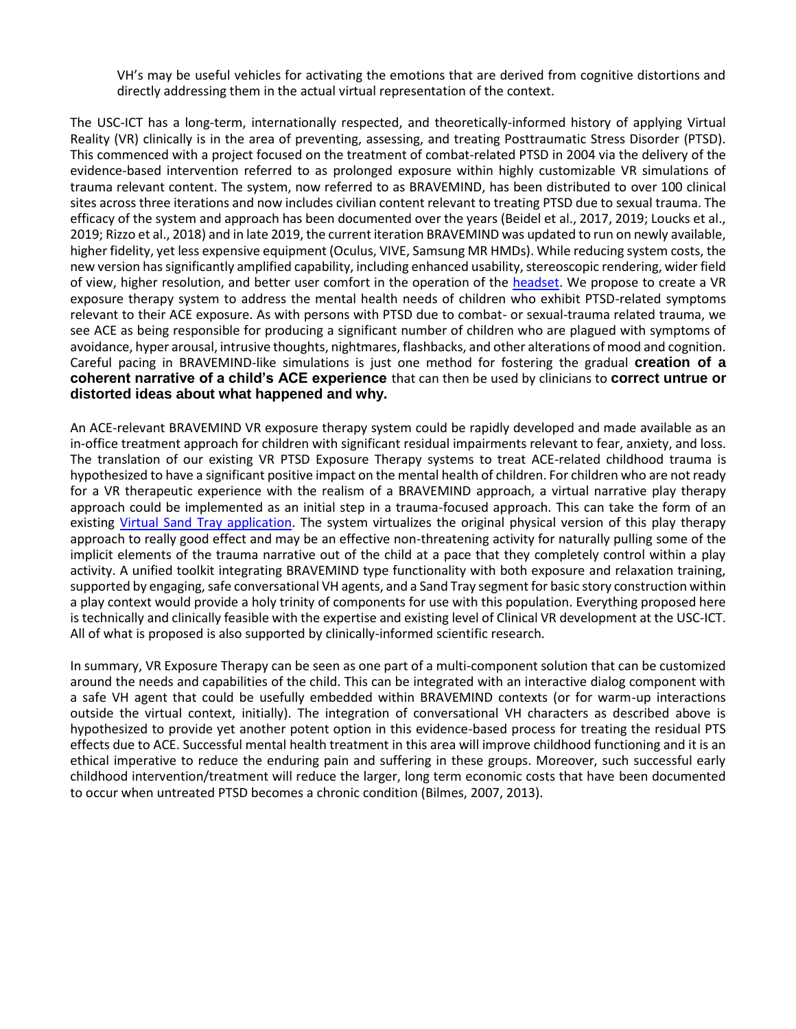VH's may be useful vehicles for activating the emotions that are derived from cognitive distortions and directly addressing them in the actual virtual representation of the context.

The USC-ICT has a long-term, internationally respected, and theoretically-informed history of applying Virtual Reality (VR) clinically is in the area of preventing, assessing, and treating Posttraumatic Stress Disorder (PTSD). This commenced with a project focused on the treatment of combat-related PTSD in 2004 via the delivery of the evidence-based intervention referred to as prolonged exposure within highly customizable VR simulations of trauma relevant content. The system, now referred to as BRAVEMIND, has been distributed to over 100 clinical sites across three iterations and now includes civilian content relevant to treating PTSD due to sexual trauma. The efficacy of the system and approach has been documented over the years (Beidel et al., 2017, 2019; Loucks et al., 2019; Rizzo et al., 2018) and in late 2019, the current iteration BRAVEMIND was updated to run on newly available, higher fidelity, yet less expensive equipment (Oculus, VIVE, Samsung MR HMDs). While reducing system costs, the new version has significantly amplified capability, including enhanced usability, stereoscopic rendering, wider field of view, higher resolution, and better user comfort in the operation of the headset. We propose to create a VR exposure therapy system to address the mental health needs of children who exhibit PTSD-related symptoms relevant to their ACE exposure. As with persons with PTSD due to combat- or sexual-trauma related trauma, we see ACE as being responsible for producing a significant number of children who are plagued with symptoms of avoidance, hyper arousal, intrusive thoughts, nightmares, flashbacks, and other alterations of mood and cognition. Careful pacing in BRAVEMIND-like simulations is just one method for fostering the gradual **creation of a coherent narrative of a child's ACE experience** that can then be used by clinicians to **correct untrue or distorted ideas about what happened and why.**

An ACE-relevant BRAVEMIND VR exposure therapy system could be rapidly developed and made available as an in-office treatment approach for children with significant residual impairments relevant to fear, anxiety, and loss. The translation of our existing VR PTSD Exposure Therapy systems to treat ACE-related childhood trauma is hypothesized to have a significant positive impact on the mental health of children. For children who are not ready for a VR therapeutic experience with the realism of a BRAVEMIND approach, a virtual narrative play therapy approach could be implemented as an initial step in a trauma-focused approach. This can take the form of an existing Virtual Sand Tray application. The system virtualizes the original physical version of this play therapy approach to really good effect and may be an effective non-threatening activity for naturally pulling some of the implicit elements of the trauma narrative out of the child at a pace that they completely control within a play activity. A unified toolkit integrating BRAVEMIND type functionality with both exposure and relaxation training, supported by engaging, safe conversational VH agents, and a Sand Tray segment for basic story construction within a play context would provide a holy trinity of components for use with this population. Everything proposed here is technically and clinically feasible with the expertise and existing level of Clinical VR development at the USC-ICT. All of what is proposed is also supported by clinically-informed scientific research.

In summary, VR Exposure Therapy can be seen as one part of a multi-component solution that can be customized around the needs and capabilities of the child. This can be integrated with an interactive dialog component with a safe VH agent that could be usefully embedded within BRAVEMIND contexts (or for warm-up interactions outside the virtual context, initially). The integration of conversational VH characters as described above is hypothesized to provide yet another potent option in this evidence-based process for treating the residual PTS effects due to ACE. Successful mental health treatment in this area will improve childhood functioning and it is an ethical imperative to reduce the enduring pain and suffering in these groups. Moreover, such successful early childhood intervention/treatment will reduce the larger, long term economic costs that have been documented to occur when untreated PTSD becomes a chronic condition (Bilmes, 2007, 2013).